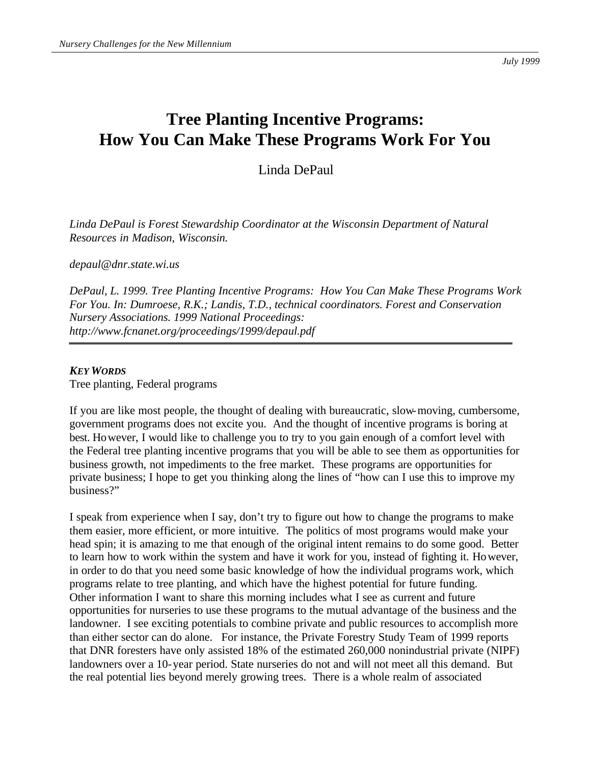# Tree Planting Incentive Programs: How You Can Make These Programs Work For You

Linda DePaul

*Linda DePaul is Forest Stewardship Coordinator at the Wisconsin Department of Natural Resources in Madison, Wisconsin.*

*depaul@dnr.state.wi.us*

*DePaul, L. 1999. Tree Planting Incentive Programs: How You Can Make These Programs Work For You. In: Dumroese, R.K.; Landis, T.D., technical coordinators. Forest and Conservation Nursery Associations. 1999 National Proceedings: http://www.fcnanet.org/proceedings/1999/depaul.pdf*

***KEY WORDS***

Tree planting, Federal programs

If you are like most people, the thought of dealing with bureaucratic, slow-moving, cumbersome, government programs does not excite you. And the thought of incentive programs is boring at best. However, I would like to challenge you to try to you gain enough of a comfort level with the Federal tree planting incentive programs that you will be able to see them as opportunities for business growth, not impediments to the free market. These programs are opportunities for private business; I hope to get you thinking along the lines of "how can I use this to improve my business?"

I speak from experience when I say, don't try to figure out how to change the programs to make them easier, more efficient, or more intuitive. The politics of most programs would make your head spin; it is amazing to me that enough of the original intent remains to do some good. Better to learn how to work within the system and have it work for you, instead of fighting it. However, in order to do that you need some basic knowledge of how the individual programs work, which programs relate to tree planting, and which have the highest potential for future funding. Other information I want to share this morning includes what I see as current and future opportunities for nurseries to use these programs to the mutual advantage of the business and the landowner. I see exciting potentials to combine private and public resources to accomplish more than either sector can do alone. For instance, the Private Forestry Study Team of 1999 reports that DNR foresters have only assisted 18% of the estimated 260,000 nonindustrial private (NIPF) landowners over a 10-year period. State nurseries do not and will not meet all this demand. But the real potential lies beyond merely growing trees. There is a whole realm of associated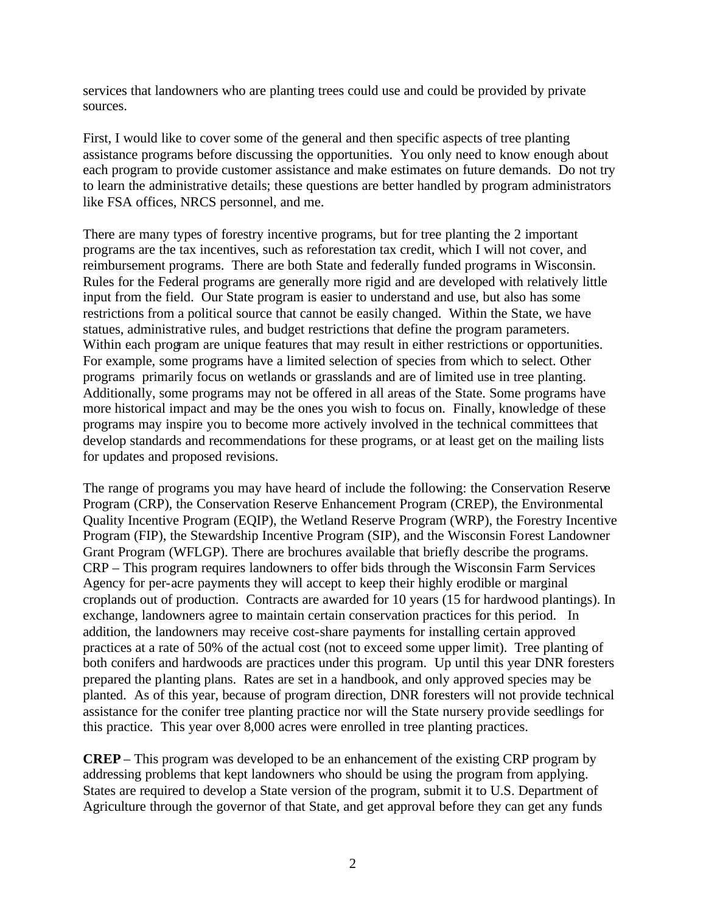services that landowners who are planting trees could use and could be provided by private sources.

First, I would like to cover some of the general and then specific aspects of tree planting assistance programs before discussing the opportunities. You only need to know enough about each program to provide customer assistance and make estimates on future demands. Do not try to learn the administrative details; these questions are better handled by program administrators like FSA offices, NRCS personnel, and me.

There are many types of forestry incentive programs, but for tree planting the 2 important programs are the tax incentives, such as reforestation tax credit, which I will not cover, and reimbursement programs. There are both State and federally funded programs in Wisconsin. Rules for the Federal programs are generally more rigid and are developed with relatively little input from the field. Our State program is easier to understand and use, but also has some restrictions from a political source that cannot be easily changed. Within the State, we have statues, administrative rules, and budget restrictions that define the program parameters. Within each program are unique features that may result in either restrictions or opportunities. For example, some programs have a limited selection of species from which to select. Other programs primarily focus on wetlands or grasslands and are of limited use in tree planting. Additionally, some programs may not be offered in all areas of the State. Some programs have more historical impact and may be the ones you wish to focus on. Finally, knowledge of these programs may inspire you to become more actively involved in the technical committees that develop standards and recommendations for these programs, or at least get on the mailing lists for updates and proposed revisions.

The range of programs you may have heard of include the following: the Conservation Reserve Program (CRP), the Conservation Reserve Enhancement Program (CREP), the Environmental Quality Incentive Program (EQIP), the Wetland Reserve Program (WRP), the Forestry Incentive Program (FIP), the Stewardship Incentive Program (SIP), and the Wisconsin Forest Landowner Grant Program (WFLGP). There are brochures available that briefly describe the programs.
CRP – This program requires landowners to offer bids through the Wisconsin Farm Services Agency for per-acre payments they will accept to keep their highly erodible or marginal croplands out of production. Contracts are awarded for 10 years (15 for hardwood plantings). In exchange, landowners agree to maintain certain conservation practices for this period. In addition, the landowners may receive cost-share payments for installing certain approved practices at a rate of 50% of the actual cost (not to exceed some upper limit). Tree planting of both conifers and hardwoods are practices under this program. Up until this year DNR foresters prepared the planting plans. Rates are set in a handbook, and only approved species may be planted. As of this year, because of program direction, DNR foresters will not provide technical assistance for the conifer tree planting practice nor will the State nursery provide seedlings for this practice. This year over 8,000 acres were enrolled in tree planting practices.

**CREP** – This program was developed to be an enhancement of the existing CRP program by addressing problems that kept landowners who should be using the program from applying. States are required to develop a State version of the program, submit it to U.S. Department of Agriculture through the governor of that State, and get approval before they can get any funds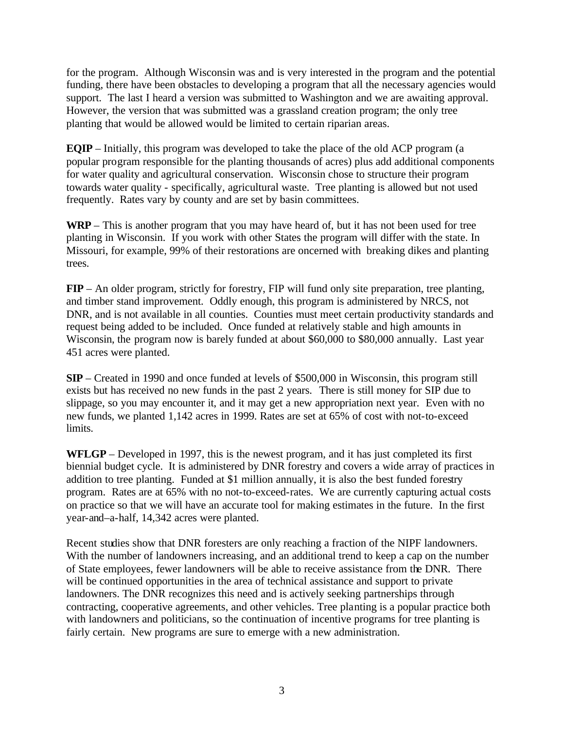for the program. Although Wisconsin was and is very interested in the program and the potential funding, there have been obstacles to developing a program that all the necessary agencies would support. The last I heard a version was submitted to Washington and we are awaiting approval. However, the version that was submitted was a grassland creation program; the only tree planting that would be allowed would be limited to certain riparian areas.

**EQIP** – Initially, this program was developed to take the place of the old ACP program (a popular program responsible for the planting thousands of acres) plus add additional components for water quality and agricultural conservation. Wisconsin chose to structure their program towards water quality - specifically, agricultural waste. Tree planting is allowed but not used frequently. Rates vary by county and are set by basin committees.

**WRP** – This is another program that you may have heard of, but it has not been used for tree planting in Wisconsin. If you work with other States the program will differ with the state. In Missouri, for example, 99% of their restorations are oncerned with breaking dikes and planting trees.

**FIP** – An older program, strictly for forestry, FIP will fund only site preparation, tree planting, and timber stand improvement. Oddly enough, this program is administered by NRCS, not DNR, and is not available in all counties. Counties must meet certain productivity standards and request being added to be included. Once funded at relatively stable and high amounts in Wisconsin, the program now is barely funded at about $60,000 to $80,000 annually. Last year 451 acres were planted.

**SIP** – Created in 1990 and once funded at levels of $500,000 in Wisconsin, this program still exists but has received no new funds in the past 2 years. There is still money for SIP due to slippage, so you may encounter it, and it may get a new appropriation next year. Even with no new funds, we planted 1,142 acres in 1999. Rates are set at 65% of cost with not-to-exceed limits.

**WFLGP** – Developed in 1997, this is the newest program, and it has just completed its first biennial budget cycle. It is administered by DNR forestry and covers a wide array of practices in addition to tree planting. Funded at $1 million annually, it is also the best funded forestry program. Rates are at 65% with no not-to-exceed-rates. We are currently capturing actual costs on practice so that we will have an accurate tool for making estimates in the future. In the first year-and–a-half, 14,342 acres were planted.

Recent studies show that DNR foresters are only reaching a fraction of the NIPF landowners. With the number of landowners increasing, and an additional trend to keep a cap on the number of State employees, fewer landowners will be able to receive assistance from the DNR. There will be continued opportunities in the area of technical assistance and support to private landowners. The DNR recognizes this need and is actively seeking partnerships through contracting, cooperative agreements, and other vehicles. Tree planting is a popular practice both with landowners and politicians, so the continuation of incentive programs for tree planting is fairly certain. New programs are sure to emerge with a new administration.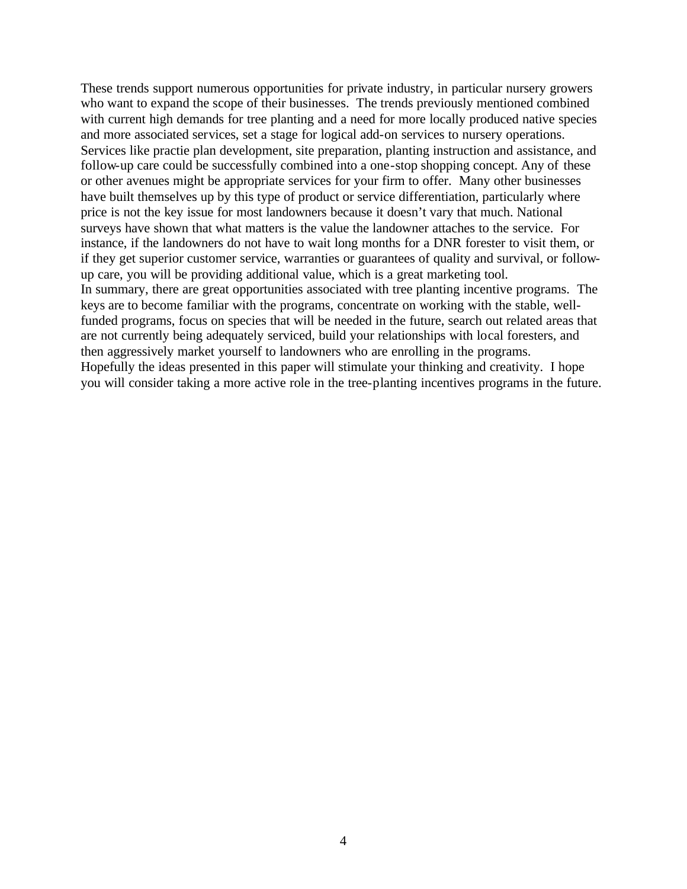These trends support numerous opportunities for private industry, in particular nursery growers who want to expand the scope of their businesses. The trends previously mentioned combined with current high demands for tree planting and a need for more locally produced native species and more associated services, set a stage for logical add-on services to nursery operations. Services like practie plan development, site preparation, planting instruction and assistance, and follow-up care could be successfully combined into a one-stop shopping concept. Any of these or other avenues might be appropriate services for your firm to offer. Many other businesses have built themselves up by this type of product or service differentiation, particularly where price is not the key issue for most landowners because it doesn't vary that much. National surveys have shown that what matters is the value the landowner attaches to the service. For instance, if the landowners do not have to wait long months for a DNR forester to visit them, or if they get superior customer service, warranties or guarantees of quality and survival, or follow-up care, you will be providing additional value, which is a great marketing tool.

In summary, there are great opportunities associated with tree planting incentive programs. The keys are to become familiar with the programs, concentrate on working with the stable, well-funded programs, focus on species that will be needed in the future, search out related areas that are not currently being adequately serviced, build your relationships with local foresters, and then aggressively market yourself to landowners who are enrolling in the programs.

Hopefully the ideas presented in this paper will stimulate your thinking and creativity. I hope you will consider taking a more active role in the tree-planting incentives programs in the future.